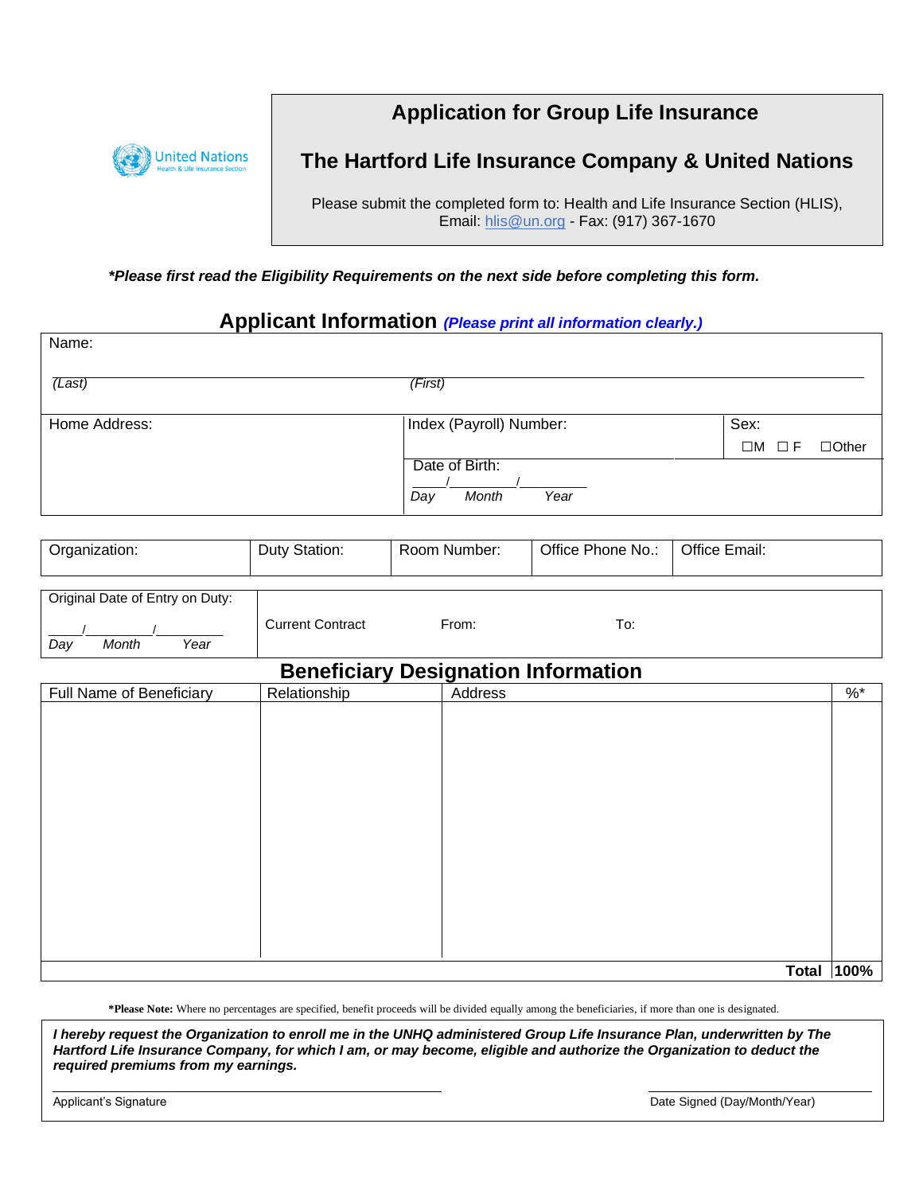United Nations
Health & Life Insurance Section

# Application for Group Life Insurance

## The Hartford Life Insurance Company & United Nations

Please submit the completed form to: Health and Life Insurance Section (HLIS), Email: hlis@un.org - Fax: (917) 367-1670

***Please first read the Eligibility Requirements on the next side before completing this form.***

## Applicant Information *(Please print all information clearly.)*

| Name: | | |
|---|---|---|
| *(Last)* | *(First)* | |
| Home Address: | Index (Payroll) Number: | Sex: ☐M ☐F ☐Other |
| | Date of Birth: ____/________/________ Day Month Year | |

| Organization: | Duty Station: | Room Number: | Office Phone No.: | Office Email: |
|---|---|---|---|---|
| | | | | |

| Original Date of Entry on Duty: ____/________/________ Day Month Year | Current Contract | From: | To: |
|---|---|---|---|

## Beneficiary Designation Information

| Full Name of Beneficiary | Relationship | Address | %* |
|---|---|---|---|
| | | | |
| | | **Total** | **100%** |

***Please Note:** Where no percentages are specified, benefit proceeds will be divided equally among the beneficiaries, if more than one is designated.

***I hereby request the Organization to enroll me in the UNHQ administered Group Life Insurance Plan, underwritten by The Hartford Life Insurance Company, for which I am, or may become, eligible and authorize the Organization to deduct the required premiums from my earnings.***

_______________________________ Applicant's Signature

_______________________________ Date Signed (Day/Month/Year)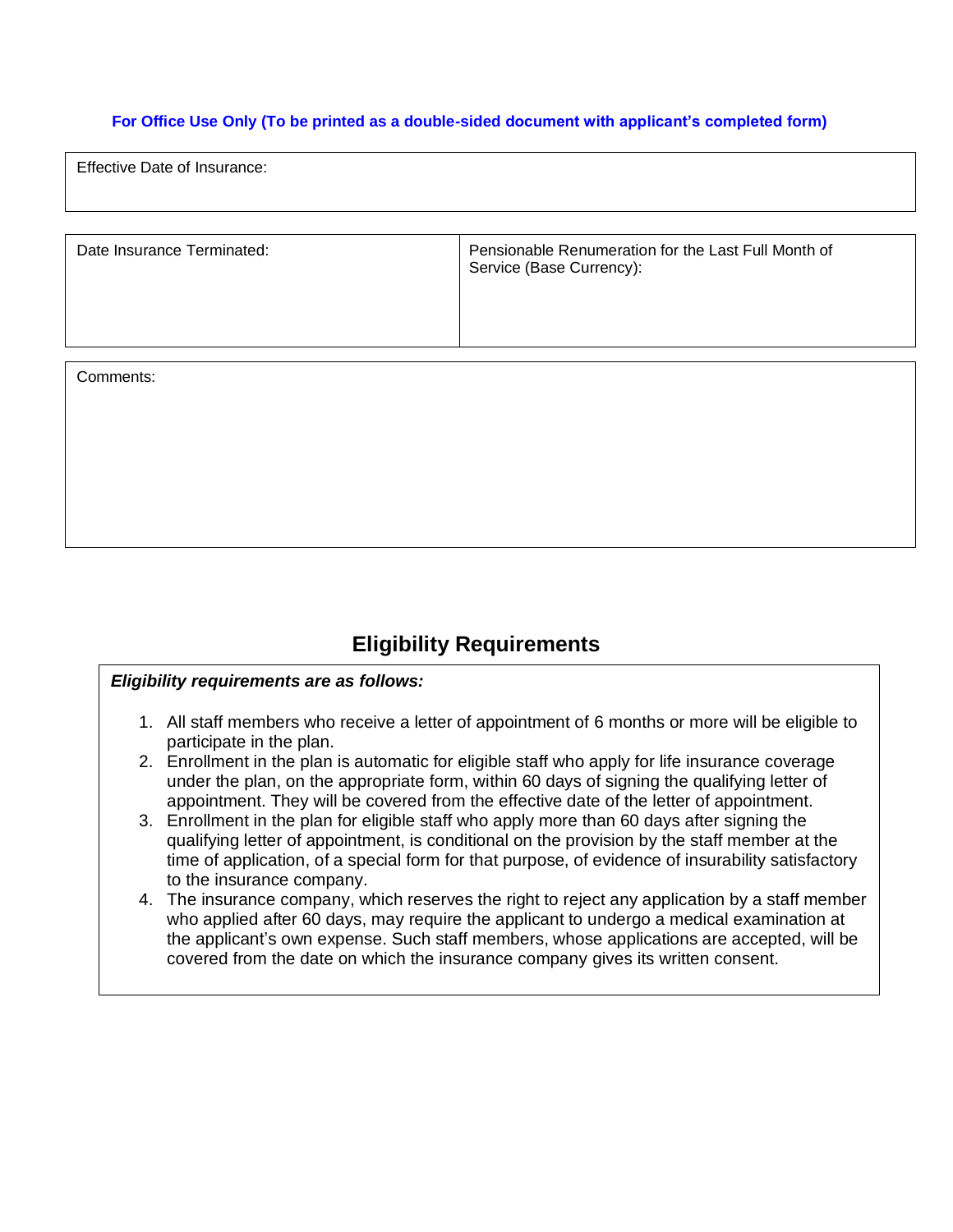**For Office Use Only (To be printed as a double-sided document with applicant's completed form)**

| |
|---|
| Effective Date of Insurance: |

| | |
|---|---|
| Date Insurance Terminated: | Pensionable Renumeration for the Last Full Month of Service (Base Currency): |

| |
|---|
| Comments: |

## Eligibility Requirements

***Eligibility requirements are as follows:***

1. All staff members who receive a letter of appointment of 6 months or more will be eligible to participate in the plan.
2. Enrollment in the plan is automatic for eligible staff who apply for life insurance coverage under the plan, on the appropriate form, within 60 days of signing the qualifying letter of appointment. They will be covered from the effective date of the letter of appointment.
3. Enrollment in the plan for eligible staff who apply more than 60 days after signing the qualifying letter of appointment, is conditional on the provision by the staff member at the time of application, of a special form for that purpose, of evidence of insurability satisfactory to the insurance company.
4. The insurance company, which reserves the right to reject any application by a staff member who applied after 60 days, may require the applicant to undergo a medical examination at the applicant's own expense. Such staff members, whose applications are accepted, will be covered from the date on which the insurance company gives its written consent.